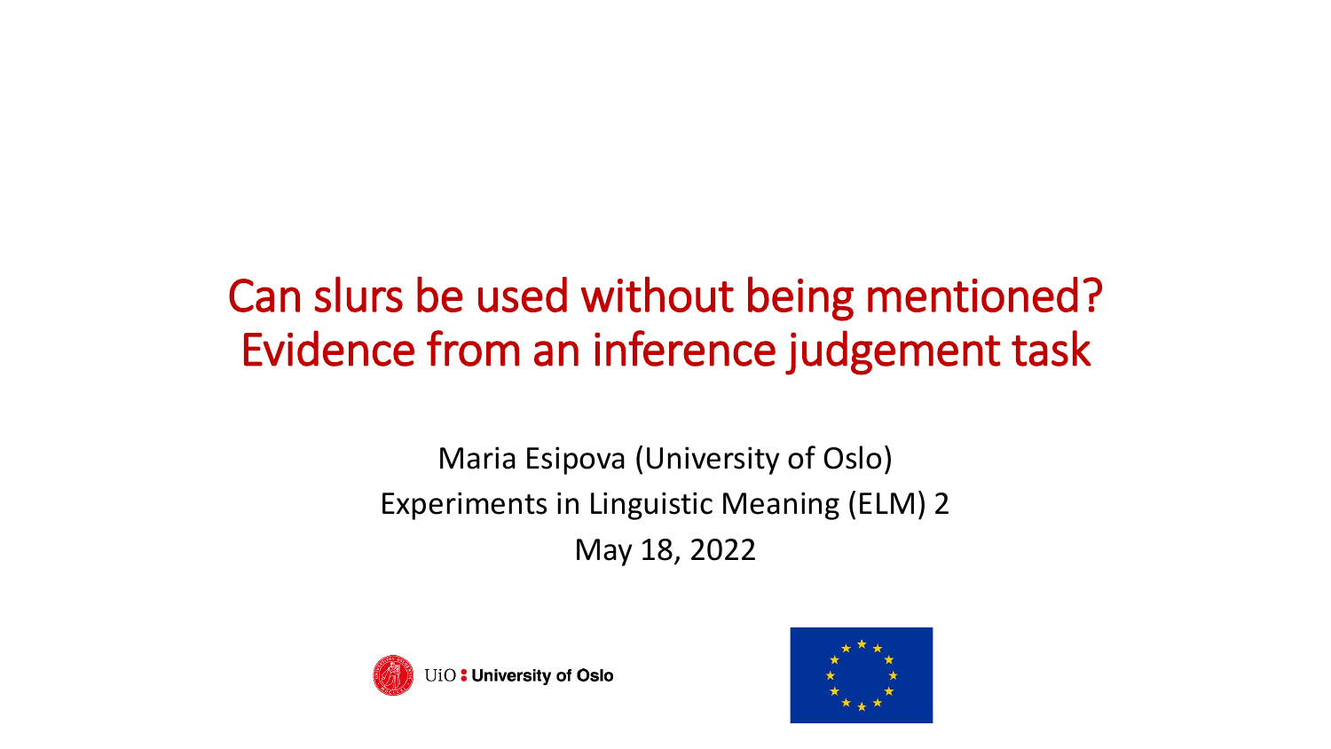# Can slurs be used without being mentioned? Evidence from an inference judgement task

Maria Esipova (University of Oslo)

Experiments in Linguistic Meaning (ELM) 2

May 18, 2022

UiO : University of Oslo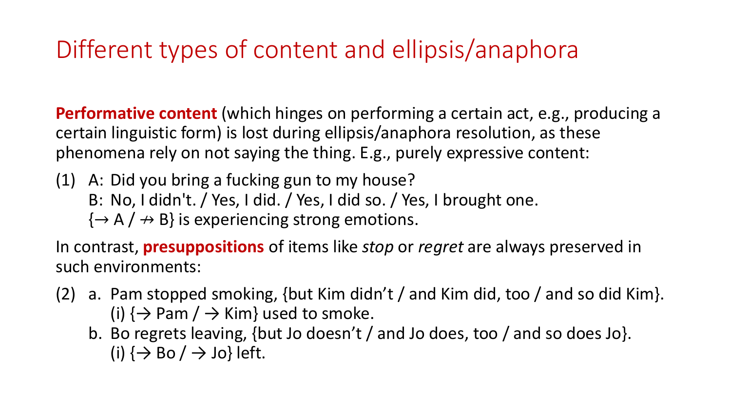# Different types of content and ellipsis/anaphora

**Performative content** (which hinges on performing a certain act, e.g., producing a certain linguistic form) is lost during ellipsis/anaphora resolution, as these phenomena rely on not saying the thing. E.g., purely expressive content:

(1) A: Did you bring a fucking gun to my house?
  B: No, I didn't. / Yes, I did. / Yes, I did so. / Yes, I brought one.
  {→ A / ↛ B} is experiencing strong emotions.

In contrast, **presuppositions** of items like *stop* or *regret* are always preserved in such environments:

(2) a. Pam stopped smoking, {but Kim didn't / and Kim did, too / and so did Kim}.
    (i) {→ Pam / → Kim} used to smoke.
  b. Bo regrets leaving, {but Jo doesn't / and Jo does, too / and so does Jo}.
    (i) {→ Bo / → Jo} left.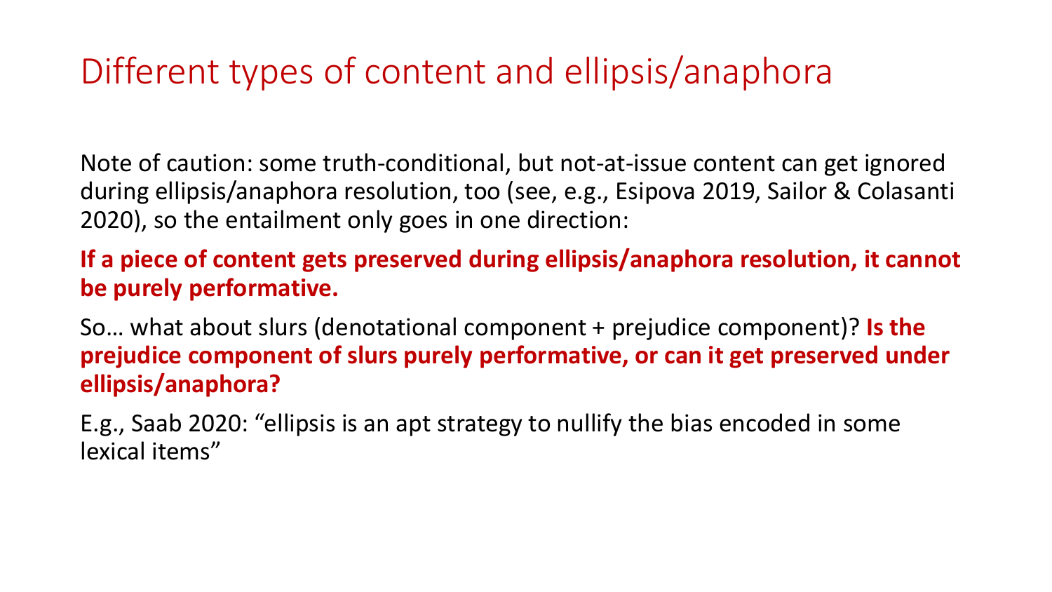# Different types of content and ellipsis/anaphora

Note of caution: some truth-conditional, but not-at-issue content can get ignored during ellipsis/anaphora resolution, too (see, e.g., Esipova 2019, Sailor & Colasanti 2020), so the entailment only goes in one direction:

**If a piece of content gets preserved during ellipsis/anaphora resolution, it cannot be purely performative.**

So… what about slurs (denotational component + prejudice component)? **Is the prejudice component of slurs purely performative, or can it get preserved under ellipsis/anaphora?**

E.g., Saab 2020: "ellipsis is an apt strategy to nullify the bias encoded in some lexical items"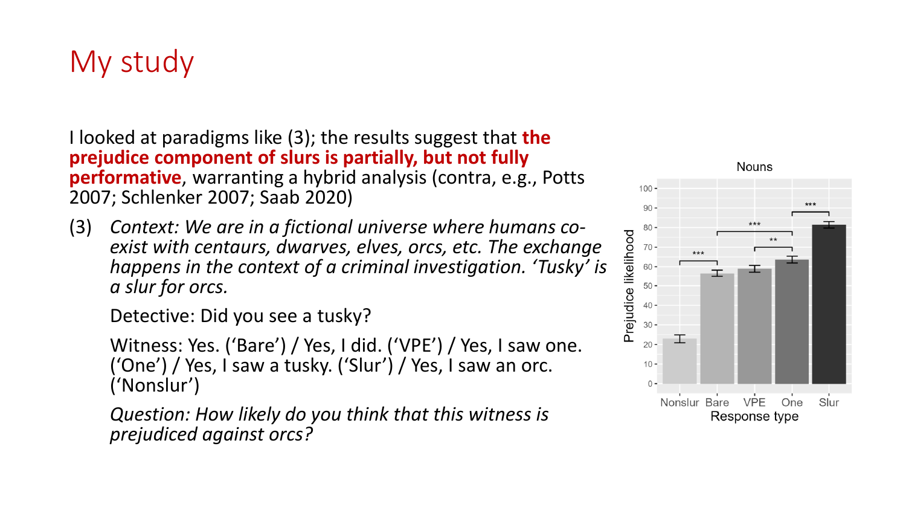# My study

I looked at paradigms like (3); the results suggest that **the prejudice component of slurs is partially, but not fully performative**, warranting a hybrid analysis (contra, e.g., Potts 2007; Schlenker 2007; Saab 2020)

(3) *Context: We are in a fictional universe where humans co-exist with centaurs, dwarves, elves, orcs, etc. The exchange happens in the context of a criminal investigation. 'Tusky' is a slur for orcs.*

Detective: Did you see a tusky?

Witness: Yes. ('Bare') / Yes, I did. ('VPE') / Yes, I saw one. ('One') / Yes, I saw a tusky. ('Slur') / Yes, I saw an orc. ('Nonslur')

*Question: How likely do you think that this witness is prejudiced against orcs?*

Nouns

Prejudice likelihood

Response type

Nonslur Bare VPE One Slur

*** *** ** ***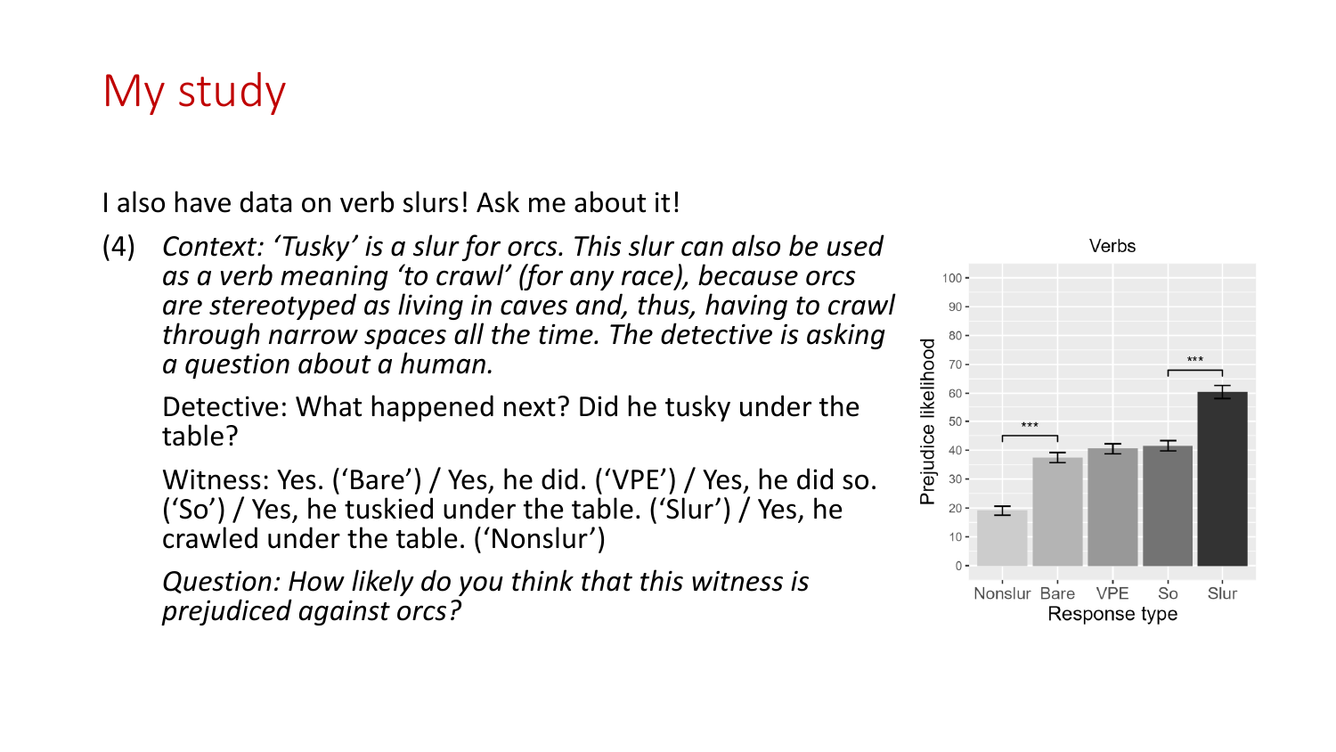# My study

I also have data on verb slurs! Ask me about it!

(4) *Context: 'Tusky' is a slur for orcs. This slur can also be used as a verb meaning 'to crawl' (for any race), because orcs are stereotyped as living in caves and, thus, having to crawl through narrow spaces all the time. The detective is asking a question about a human.*

Detective: What happened next? Did he tusky under the table?

Witness: Yes. ('Bare') / Yes, he did. ('VPE') / Yes, he did so. ('So') / Yes, he tuskied under the table. ('Slur') / Yes, he crawled under the table. ('Nonslur')

*Question: How likely do you think that this witness is prejudiced against orcs?*

Verbs

| Response type | Prejudice likelihood (approx.) |
|---|---|
| Nonslur | 19 |
| Bare | 37 |
| VPE | 40 |
| So | 41 |
| Slur | 60 |

*** Nonslur vs. Bare; *** So vs. Slur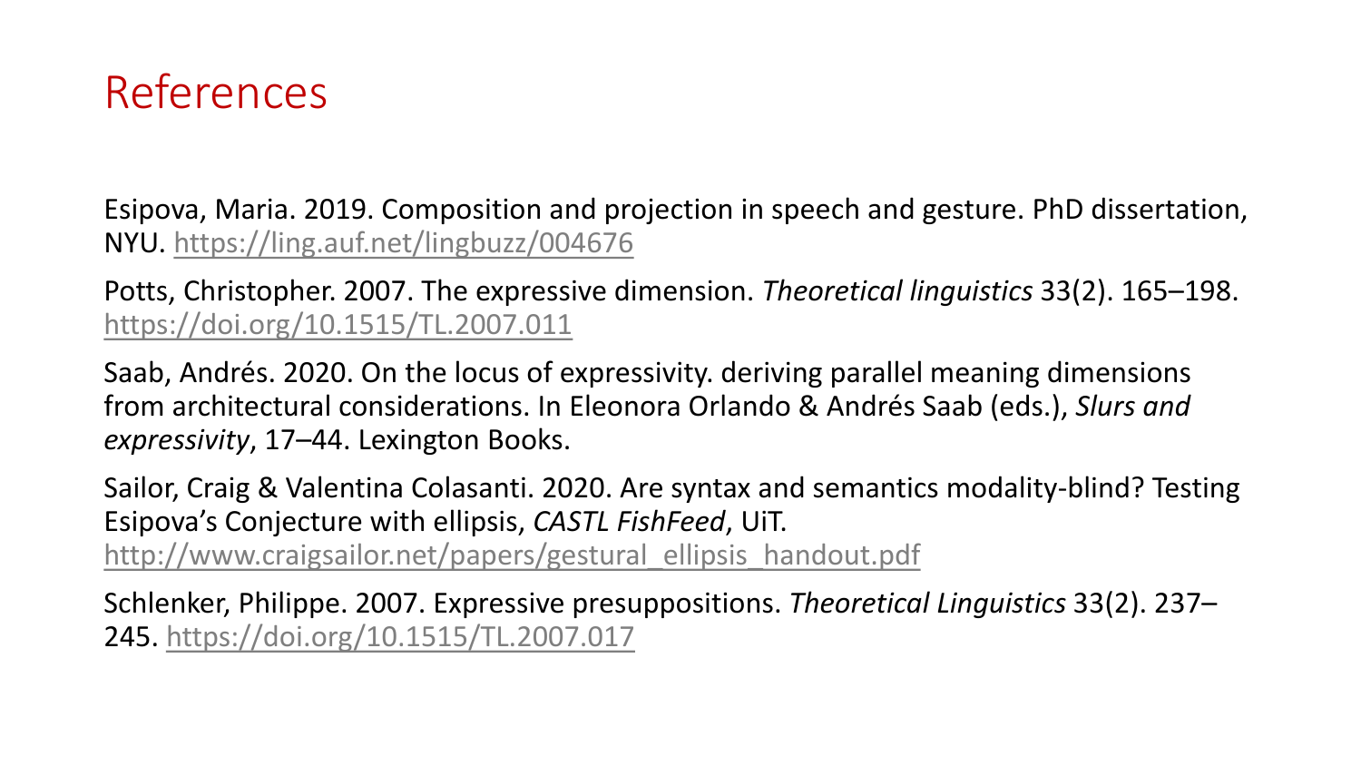# References

Esipova, Maria. 2019. Composition and projection in speech and gesture. PhD dissertation, NYU. https://ling.auf.net/lingbuzz/004676

Potts, Christopher. 2007. The expressive dimension. *Theoretical linguistics* 33(2). 165–198. https://doi.org/10.1515/TL.2007.011

Saab, Andrés. 2020. On the locus of expressivity. deriving parallel meaning dimensions from architectural considerations. In Eleonora Orlando & Andrés Saab (eds.), *Slurs and expressivity*, 17–44. Lexington Books.

Sailor, Craig & Valentina Colasanti. 2020. Are syntax and semantics modality-blind? Testing Esipova's Conjecture with ellipsis, *CASTL FishFeed*, UiT. http://www.craigsailor.net/papers/gestural_ellipsis_handout.pdf

Schlenker, Philippe. 2007. Expressive presuppositions. *Theoretical Linguistics* 33(2). 237–245. https://doi.org/10.1515/TL.2007.017